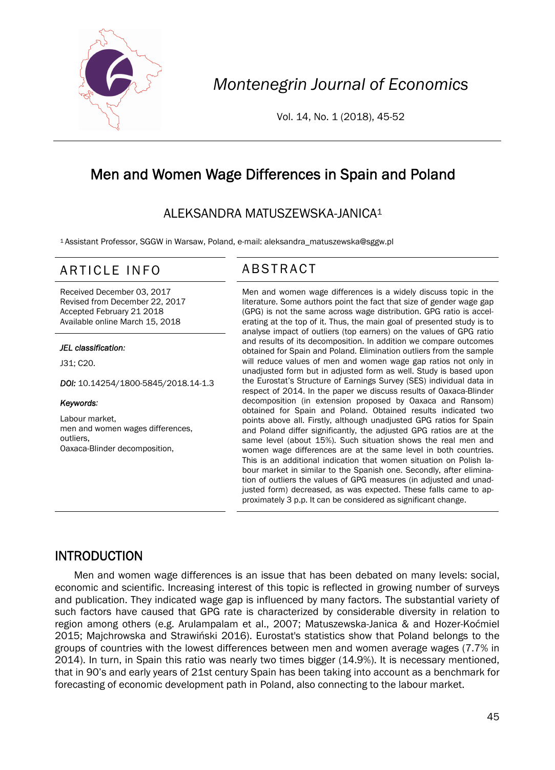# Men and Women Wage Differences in Spain and Poland

ALEKSANDRA MATUSZEWSKA-JANICA[1]

[1] Assistant Professor, SGGW in Warsaw, Poland, e-mail: aleksandra_matuszewska@sggw.pl

## ARTICLE INFO

Received December 03, 2017
Revised from December 22, 2017
Accepted February 21 2018
Available online March 15, 2018

***JEL classification:***

J31; C20.

***DOI:*** 10.14254/1800-5845/2018.14-1.3

***Keywords:***

Labour market,
men and women wages differences,
outliers,
Oaxaca-Blinder decomposition,

## ABSTRACT

Men and women wage differences is a widely discuss topic in the literature. Some authors point the fact that size of gender wage gap (GPG) is not the same across wage distribution. GPG ratio is accelerating at the top of it. Thus, the main goal of presented study is to analyse impact of outliers (top earners) on the values of GPG ratio and results of its decomposition. In addition we compare outcomes obtained for Spain and Poland. Elimination outliers from the sample will reduce values of men and women wage gap ratios not only in unadjusted form but in adjusted form as well. Study is based upon the Eurostat's Structure of Earnings Survey (SES) individual data in respect of 2014. In the paper we discuss results of Oaxaca-Blinder decomposition (in extension proposed by Oaxaca and Ransom) obtained for Spain and Poland. Obtained results indicated two points above all. Firstly, although unadjusted GPG ratios for Spain and Poland differ significantly, the adjusted GPG ratios are at the same level (about 15%). Such situation shows the real men and women wage differences are at the same level in both countries. This is an additional indication that women situation on Polish labour market in similar to the Spanish one. Secondly, after elimination of outliers the values of GPG measures (in adjusted and unadjusted form) decreased, as was expected. These falls came to approximately 3 p.p. It can be considered as significant change.

## INTRODUCTION

Men and women wage differences is an issue that has been debated on many levels: social, economic and scientific. Increasing interest of this topic is reflected in growing number of surveys and publication. They indicated wage gap is influenced by many factors. The substantial variety of such factors have caused that GPG rate is characterized by considerable diversity in relation to region among others (e.g. Arulampalam et al., 2007; Matuszewska-Janica & and Hozer-Koćmiel 2015; Majchrowska and Strawiński 2016). Eurostat's statistics show that Poland belongs to the groups of countries with the lowest differences between men and women average wages (7.7% in 2014). In turn, in Spain this ratio was nearly two times bigger (14.9%). It is necessary mentioned, that in 90's and early years of 21st century Spain has been taking into account as a benchmark for forecasting of economic development path in Poland, also connecting to the labour market.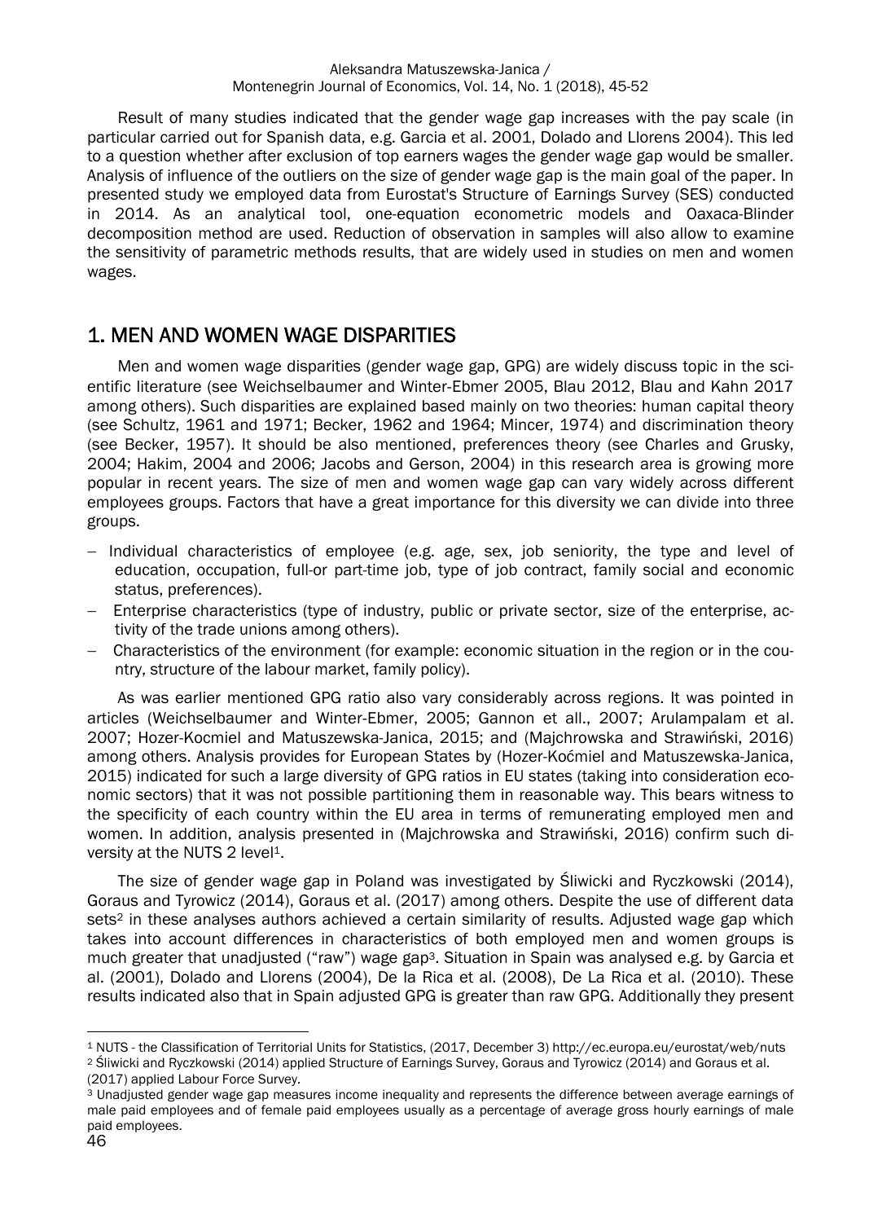Result of many studies indicated that the gender wage gap increases with the pay scale (in particular carried out for Spanish data, e.g. Garcia et al. 2001, Dolado and Llorens 2004). This led to a question whether after exclusion of top earners wages the gender wage gap would be smaller. Analysis of influence of the outliers on the size of gender wage gap is the main goal of the paper. In presented study we employed data from Eurostat's Structure of Earnings Survey (SES) conducted in 2014. As an analytical tool, one-equation econometric models and Oaxaca-Blinder decomposition method are used. Reduction of observation in samples will also allow to examine the sensitivity of parametric methods results, that are widely used in studies on men and women wages.

## 1. MEN AND WOMEN WAGE DISPARITIES

Men and women wage disparities (gender wage gap, GPG) are widely discuss topic in the scientific literature (see Weichselbaumer and Winter-Ebmer 2005, Blau 2012, Blau and Kahn 2017 among others). Such disparities are explained based mainly on two theories: human capital theory (see Schultz, 1961 and 1971; Becker, 1962 and 1964; Mincer, 1974) and discrimination theory (see Becker, 1957). It should be also mentioned, preferences theory (see Charles and Grusky, 2004; Hakim, 2004 and 2006; Jacobs and Gerson, 2004) in this research area is growing more popular in recent years. The size of men and women wage gap can vary widely across different employees groups. Factors that have a great importance for this diversity we can divide into three groups.

- Individual characteristics of employee (e.g. age, sex, job seniority, the type and level of education, occupation, full-or part-time job, type of job contract, family social and economic status, preferences).
- Enterprise characteristics (type of industry, public or private sector, size of the enterprise, activity of the trade unions among others).
- Characteristics of the environment (for example: economic situation in the region or in the country, structure of the labour market, family policy).

As was earlier mentioned GPG ratio also vary considerably across regions. It was pointed in articles (Weichselbaumer and Winter-Ebmer, 2005; Gannon et all., 2007; Arulampalam et al. 2007; Hozer-Kocmiel and Matuszewska-Janica, 2015; and (Majchrowska and Strawiński, 2016) among others. Analysis provides for European States by (Hozer-Koćmiel and Matuszewska-Janica, 2015) indicated for such a large diversity of GPG ratios in EU states (taking into consideration economic sectors) that it was not possible partitioning them in reasonable way. This bears witness to the specificity of each country within the EU area in terms of remunerating employed men and women. In addition, analysis presented in (Majchrowska and Strawiński, 2016) confirm such diversity at the NUTS 2 level[1].

The size of gender wage gap in Poland was investigated by Śliwicki and Ryczkowski (2014), Goraus and Tyrowicz (2014), Goraus et al. (2017) among others. Despite the use of different data sets[2] in these analyses authors achieved a certain similarity of results. Adjusted wage gap which takes into account differences in characteristics of both employed men and women groups is much greater that unadjusted ("raw") wage gap[3]. Situation in Spain was analysed e.g. by Garcia et al. (2001), Dolado and Llorens (2004), De la Rica et al. (2008), De La Rica et al. (2010). These results indicated also that in Spain adjusted GPG is greater than raw GPG. Additionally they present

---

[1] NUTS - the Classification of Territorial Units for Statistics, (2017, December 3) http://ec.europa.eu/eurostat/web/nuts

[2] Śliwicki and Ryczkowski (2014) applied Structure of Earnings Survey, Goraus and Tyrowicz (2014) and Goraus et al. (2017) applied Labour Force Survey.

[3] Unadjusted gender wage gap measures income inequality and represents the difference between average earnings of male paid employees and of female paid employees usually as a percentage of average gross hourly earnings of male paid employees.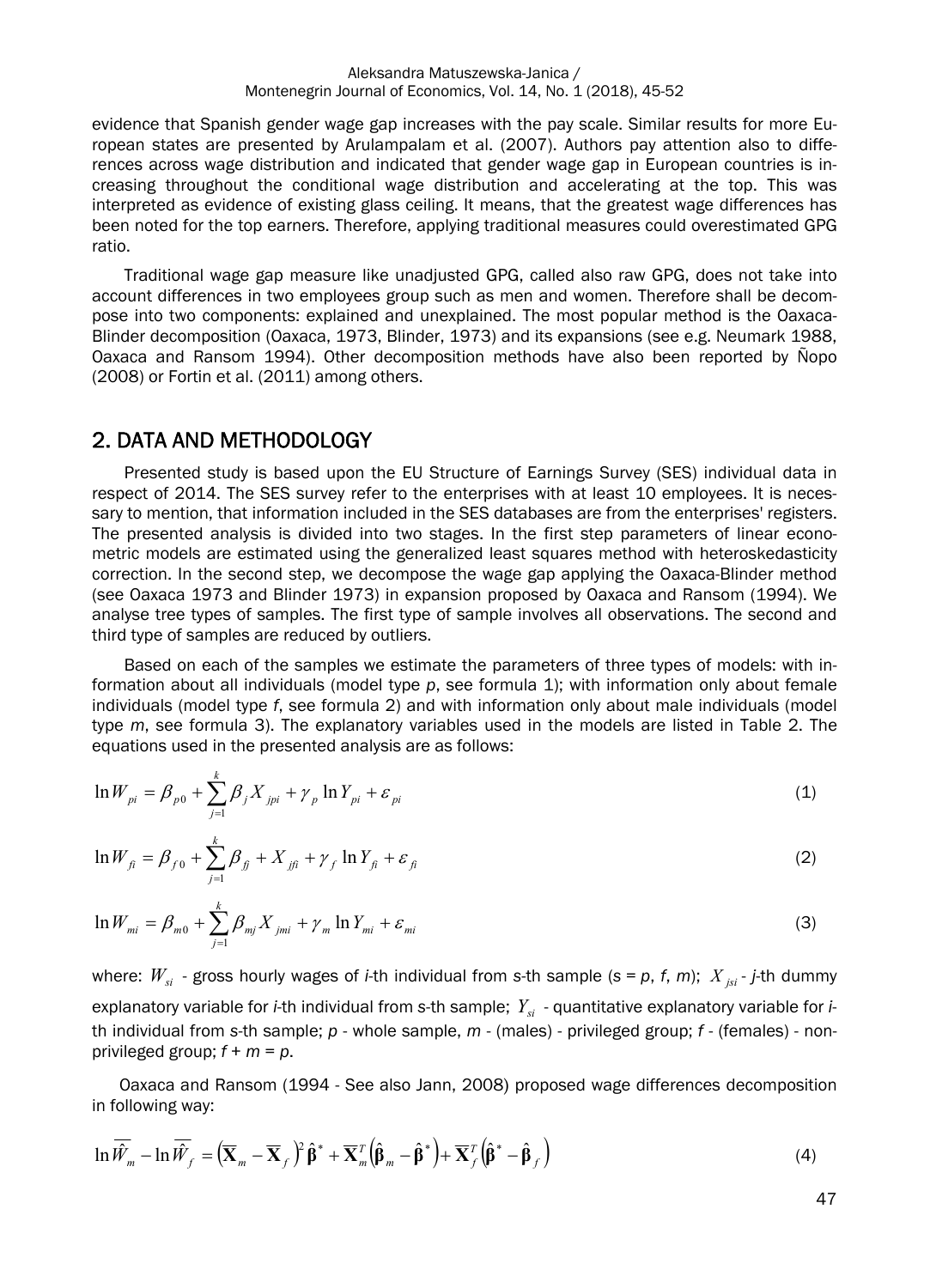evidence that Spanish gender wage gap increases with the pay scale. Similar results for more European states are presented by Arulampalam et al. (2007). Authors pay attention also to differences across wage distribution and indicated that gender wage gap in European countries is increasing throughout the conditional wage distribution and accelerating at the top. This was interpreted as evidence of existing glass ceiling. It means, that the greatest wage differences has been noted for the top earners. Therefore, applying traditional measures could overestimated GPG ratio.

Traditional wage gap measure like unadjusted GPG, called also raw GPG, does not take into account differences in two employees group such as men and women. Therefore shall be decompose into two components: explained and unexplained. The most popular method is the Oaxaca-Blinder decomposition (Oaxaca, 1973, Blinder, 1973) and its expansions (see e.g. Neumark 1988, Oaxaca and Ransom 1994). Other decomposition methods have also been reported by Ñopo (2008) or Fortin et al. (2011) among others.

## 2. DATA AND METHODOLOGY

Presented study is based upon the EU Structure of Earnings Survey (SES) individual data in respect of 2014. The SES survey refer to the enterprises with at least 10 employees. It is necessary to mention, that information included in the SES databases are from the enterprises' registers. The presented analysis is divided into two stages. In the first step parameters of linear econometric models are estimated using the generalized least squares method with heteroskedasticity correction. In the second step, we decompose the wage gap applying the Oaxaca-Blinder method (see Oaxaca 1973 and Blinder 1973) in expansion proposed by Oaxaca and Ransom (1994). We analyse tree types of samples. The first type of sample involves all observations. The second and third type of samples are reduced by outliers.

Based on each of the samples we estimate the parameters of three types of models: with information about all individuals (model type *p*, see formula 1); with information only about female individuals (model type *f*, see formula 2) and with information only about male individuals (model type *m*, see formula 3). The explanatory variables used in the models are listed in Table 2. The equations used in the presented analysis are as follows:

$$\ln W_{pi} = \beta_{p0} + \sum_{j=1}^{k} \beta_j X_{jpi} + \gamma_p \ln Y_{pi} + \varepsilon_{pi} \tag{1}$$

$$\ln W_{fi} = \beta_{f0} + \sum_{j=1}^{k} \beta_{fj} + X_{jfi} + \gamma_f \ln Y_{fi} + \varepsilon_{fi} \tag{2}$$

$$\ln W_{mi} = \beta_{m0} + \sum_{j=1}^{k} \beta_{mj} X_{jmi} + \gamma_m \ln Y_{mi} + \varepsilon_{mi} \tag{3}$$

where: $W_{si}$ - gross hourly wages of *i*-th individual from *s*-th sample (*s* = *p*, *f*, *m*); $X_{jsi}$ - *j*-th dummy explanatory variable for *i*-th individual from *s*-th sample; $Y_{si}$ - quantitative explanatory variable for *i*-th individual from *s*-th sample; *p* - whole sample, *m* - (males) - privileged group; *f* - (females) - non-privileged group; *f* + *m* = *p*.

Oaxaca and Ransom (1994 - See also Jann, 2008) proposed wage differences decomposition in following way:

$$\ln \overline{\hat{W}_m} - \ln \overline{\hat{W}_f} = \left(\overline{\mathbf{X}}_m - \overline{\mathbf{X}}_f\right)^T \hat{\boldsymbol{\beta}}^* + \overline{\mathbf{X}}_m^T \left(\hat{\boldsymbol{\beta}}_m - \hat{\boldsymbol{\beta}}^*\right) + \overline{\mathbf{X}}_f^T \left(\hat{\boldsymbol{\beta}}^* - \hat{\boldsymbol{\beta}}_f\right) \tag{4}$$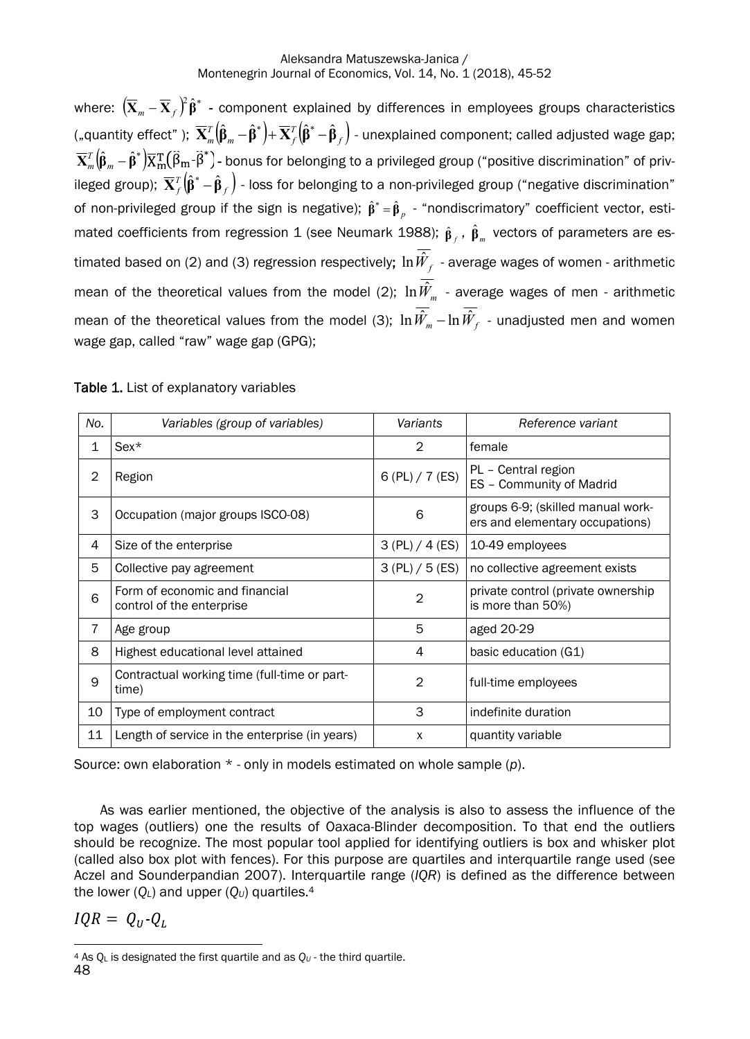where: $\left(\overline{\mathbf{X}}_m - \overline{\mathbf{X}}_f\right)^T \hat{\boldsymbol{\beta}}^*$ - component explained by differences in employees groups characteristics („quantity effect" ); $\overline{\mathbf{X}}_m^T\left(\hat{\boldsymbol{\beta}}_m - \hat{\boldsymbol{\beta}}^*\right) + \overline{\mathbf{X}}_f^T\left(\hat{\boldsymbol{\beta}}^* - \hat{\boldsymbol{\beta}}_f\right)$ - unexplained component; called adjusted wage gap; $\overline{\mathbf{X}}_m^T\left(\hat{\boldsymbol{\beta}}_m - \hat{\boldsymbol{\beta}}^*\right)\overline{\mathrm{X}}_{\mathrm{m}}^{\mathrm{T}}\left(\ddot{\beta}_{\mathrm{m}} - \ddot{\beta}^*\right)$ - bonus for belonging to a privileged group ("positive discrimination" of privileged group); $\overline{\mathbf{X}}_f^T\left(\hat{\boldsymbol{\beta}}^* - \hat{\boldsymbol{\beta}}_f\right)$ - loss for belonging to a non-privileged group ("negative discrimination" of non-privileged group if the sign is negative); $\hat{\boldsymbol{\beta}}^* = \hat{\boldsymbol{\beta}}_p$ - "nondiscrimatory" coefficient vector, estimated coefficients from regression 1 (see Neumark 1988); $\hat{\boldsymbol{\beta}}_f$, $\hat{\boldsymbol{\beta}}_m$ vectors of parameters are estimated based on (2) and (3) regression respectively; $\ln\overline{\hat{W}}_f$ - average wages of women - arithmetic mean of the theoretical values from the model (2); $\ln\overline{\hat{W}}_m$ - average wages of men - arithmetic mean of the theoretical values from the model (3); $\ln\overline{\hat{W}}_m - \ln\overline{\hat{W}}_f$ - unadjusted men and women wage gap, called "raw" wage gap (GPG);

**Table 1.** List of explanatory variables

| *No.* | *Variables (group of variables)* | *Variants* | *Reference variant* |
|---|---|---|---|
| 1 | Sex* | 2 | female |
| 2 | Region | 6 (PL) / 7 (ES) | PL – Central region<br>ES – Community of Madrid |
| 3 | Occupation (major groups ISCO-08) | 6 | groups 6-9; (skilled manual workers and elementary occupations) |
| 4 | Size of the enterprise | 3 (PL) / 4 (ES) | 10-49 employees |
| 5 | Collective pay agreement | 3 (PL) / 5 (ES) | no collective agreement exists |
| 6 | Form of economic and financial control of the enterprise | 2 | private control (private ownership is more than 50%) |
| 7 | Age group | 5 | aged 20-29 |
| 8 | Highest educational level attained | 4 | basic education (G1) |
| 9 | Contractual working time (full-time or part-time) | 2 | full-time employees |
| 10 | Type of employment contract | 3 | indefinite duration |
| 11 | Length of service in the enterprise (in years) | x | quantity variable |

Source: own elaboration * - only in models estimated on whole sample (*p*).

As was earlier mentioned, the objective of the analysis is also to assess the influence of the top wages (outliers) one the results of Oaxaca-Blinder decomposition. To that end the outliers should be recognize. The most popular tool applied for identifying outliers is box and whisker plot (called also box plot with fences). For this purpose are quartiles and interquartile range used (see Aczel and Sounderpandian 2007). Interquartile range (*IQR*) is defined as the difference between the lower ($Q_L$) and upper ($Q_U$) quartiles.[4]

$$IQR = Q_U - Q_L$$

[4] As $Q_L$ is designated the first quartile and as $Q_U$ - the third quartile.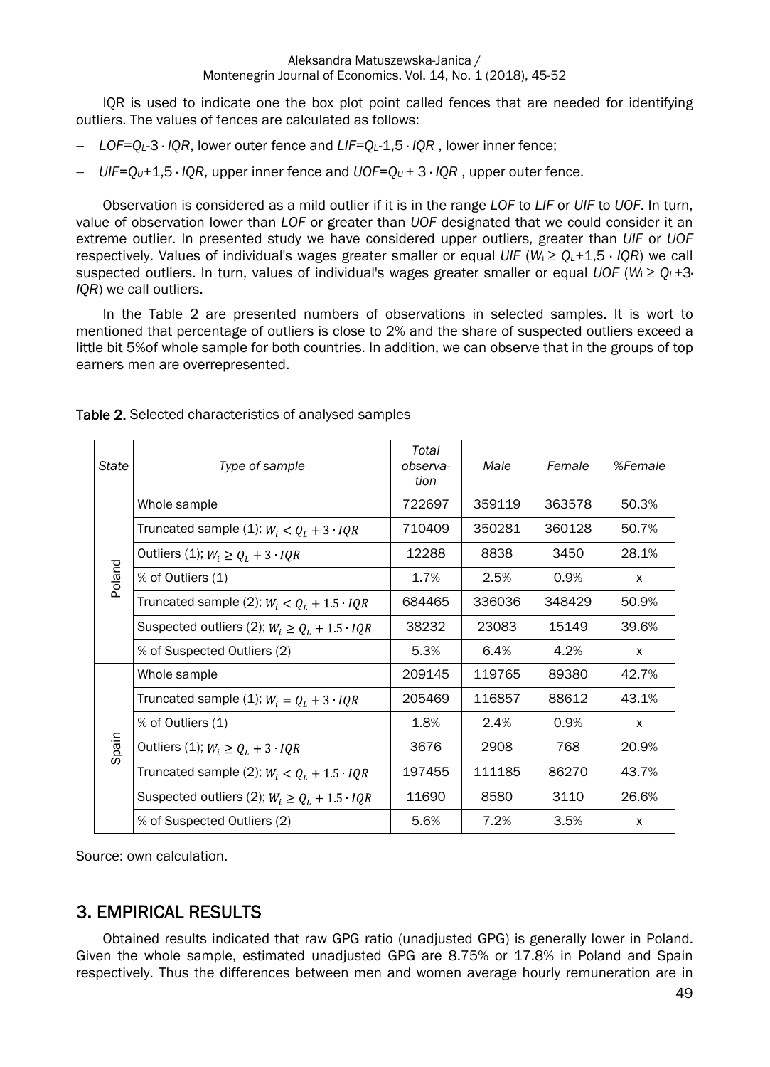IQR is used to indicate one the box plot point called fences that are needed for identifying outliers. The values of fences are calculated as follows:

- $LOF=Q_L$-3 · $IQR$, lower outer fence and $LIF=Q_L$-1,5 · $IQR$ , lower inner fence;
- $UIF=Q_U$+1,5 · $IQR$, upper inner fence and $UOF=Q_U$ + 3 · $IQR$ , upper outer fence.

Observation is considered as a mild outlier if it is in the range *LOF* to *LIF* or *UIF* to *UOF*. In turn, value of observation lower than *LOF* or greater than *UOF* designated that we could consider it an extreme outlier. In presented study we have considered upper outliers, greater than *UIF* or *UOF* respectively. Values of individual's wages greater smaller or equal *UIF* ($W_i \geq Q_L$+1,5 · $IQR$) we call suspected outliers. In turn, values of individual's wages greater smaller or equal *UOF* ($W_i \geq Q_L$+3· $IQR$) we call outliers.

In the Table 2 are presented numbers of observations in selected samples. It is wort to mentioned that percentage of outliers is close to 2% and the share of suspected outliers exceed a little bit 5%of whole sample for both countries. In addition, we can observe that in the groups of top earners men are overrepresented.

**Table 2.** Selected characteristics of analysed samples

| *State* | *Type of sample* | *Total observa-tion* | *Male* | *Female* | *%Female* |
|---|---|---|---|---|---|
| Poland | Whole sample | 722697 | 359119 | 363578 | 50.3% |
| | Truncated sample (1); $W_i < Q_L + 3 \cdot IQR$ | 710409 | 350281 | 360128 | 50.7% |
| | Outliers (1); $W_i \geq Q_L + 3 \cdot IQR$ | 12288 | 8838 | 3450 | 28.1% |
| | % of Outliers (1) | 1.7% | 2.5% | 0.9% | x |
| | Truncated sample (2); $W_i < Q_L + 1.5 \cdot IQR$ | 684465 | 336036 | 348429 | 50.9% |
| | Suspected outliers (2); $W_i \geq Q_L + 1.5 \cdot IQR$ | 38232 | 23083 | 15149 | 39.6% |
| | % of Suspected Outliers (2) | 5.3% | 6.4% | 4.2% | x |
| Spain | Whole sample | 209145 | 119765 | 89380 | 42.7% |
| | Truncated sample (1); $W_i = Q_L + 3 \cdot IQR$ | 205469 | 116857 | 88612 | 43.1% |
| | % of Outliers (1) | 1.8% | 2.4% | 0.9% | x |
| | Outliers (1); $W_i \geq Q_L + 3 \cdot IQR$ | 3676 | 2908 | 768 | 20.9% |
| | Truncated sample (2); $W_i < Q_L + 1.5 \cdot IQR$ | 197455 | 111185 | 86270 | 43.7% |
| | Suspected outliers (2); $W_i \geq Q_L + 1.5 \cdot IQR$ | 11690 | 8580 | 3110 | 26.6% |
| | % of Suspected Outliers (2) | 5.6% | 7.2% | 3.5% | x |

Source: own calculation.

## 3. EMPIRICAL RESULTS

Obtained results indicated that raw GPG ratio (unadjusted GPG) is generally lower in Poland. Given the whole sample, estimated unadjusted GPG are 8.75% or 17.8% in Poland and Spain respectively. Thus the differences between men and women average hourly remuneration are in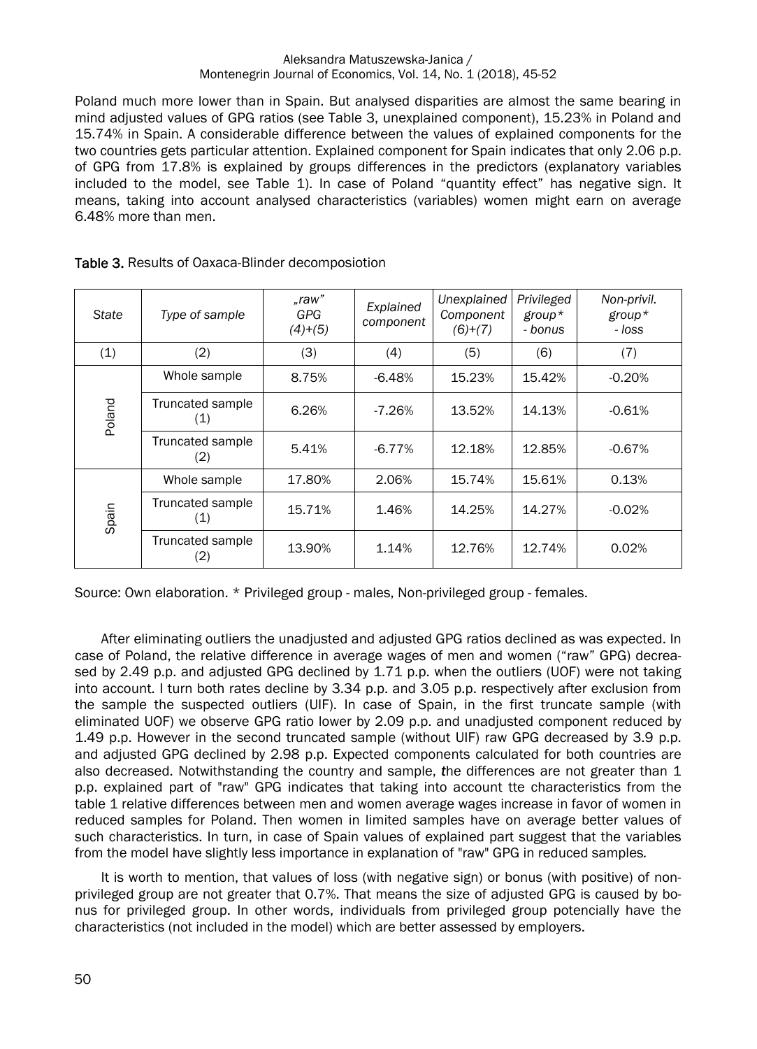Poland much more lower than in Spain. But analysed disparities are almost the same bearing in mind adjusted values of GPG ratios (see Table 3, unexplained component), 15.23% in Poland and 15.74% in Spain. A considerable difference between the values of explained components for the two countries gets particular attention. Explained component for Spain indicates that only 2.06 p.p. of GPG from 17.8% is explained by groups differences in the predictors (explanatory variables included to the model, see Table 1). In case of Poland "quantity effect" has negative sign. It means, taking into account analysed characteristics (variables) women might earn on average 6.48% more than men.

**Table 3.** Results of Oaxaca-Blinder decomposiotion

| *State* | *Type of sample* | *„raw" GPG (4)+(5)* | *Explained component* | *Unexplained Component (6)+(7)* | *Privileged group\* - bonus* | *Non-privil. group\* - loss* |
|---|---|---|---|---|---|---|
| (1) | (2) | (3) | (4) | (5) | (6) | (7) |
| Poland | Whole sample | 8.75% | -6.48% | 15.23% | 15.42% | -0.20% |
| | Truncated sample (1) | 6.26% | -7.26% | 13.52% | 14.13% | -0.61% |
| | Truncated sample (2) | 5.41% | -6.77% | 12.18% | 12.85% | -0.67% |
| Spain | Whole sample | 17.80% | 2.06% | 15.74% | 15.61% | 0.13% |
| | Truncated sample (1) | 15.71% | 1.46% | 14.25% | 14.27% | -0.02% |
| | Truncated sample (2) | 13.90% | 1.14% | 12.76% | 12.74% | 0.02% |

Source: Own elaboration. * Privileged group - males, Non-privileged group - females.

After eliminating outliers the unadjusted and adjusted GPG ratios declined as was expected. In case of Poland, the relative difference in average wages of men and women ("raw" GPG) decreased by 2.49 p.p. and adjusted GPG declined by 1.71 p.p. when the outliers (UOF) were not taking into account. I turn both rates decline by 3.34 p.p. and 3.05 p.p. respectively after exclusion from the sample the suspected outliers (UIF). In case of Spain, in the first truncate sample (with eliminated UOF) we observe GPG ratio lower by 2.09 p.p. and unadjusted component reduced by 1.49 p.p. However in the second truncated sample (without UIF) raw GPG decreased by 3.9 p.p. and adjusted GPG declined by 2.98 p.p. Expected components calculated for both countries are also decreased. Notwithstanding the country and sample, the differences are not greater than 1 p.p. explained part of "raw" GPG indicates that taking into account tte characteristics from the table 1 relative differences between men and women average wages increase in favor of women in reduced samples for Poland. Then women in limited samples have on average better values of such characteristics. In turn, in case of Spain values of explained part suggest that the variables from the model have slightly less importance in explanation of "raw" GPG in reduced samples.

It is worth to mention, that values of loss (with negative sign) or bonus (with positive) of non-privileged group are not greater that 0.7%. That means the size of adjusted GPG is caused by bonus for privileged group. In other words, individuals from privileged group potencially have the characteristics (not included in the model) which are better assessed by employers.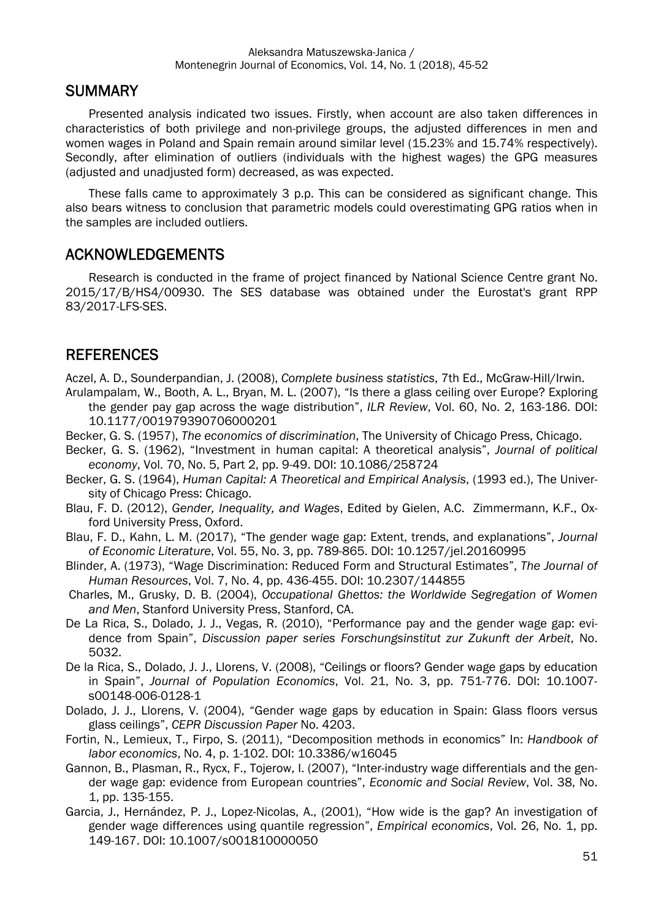## SUMMARY

Presented analysis indicated two issues. Firstly, when account are also taken differences in characteristics of both privilege and non-privilege groups, the adjusted differences in men and women wages in Poland and Spain remain around similar level (15.23% and 15.74% respectively). Secondly, after elimination of outliers (individuals with the highest wages) the GPG measures (adjusted and unadjusted form) decreased, as was expected.

These falls came to approximately 3 p.p. This can be considered as significant change. This also bears witness to conclusion that parametric models could overestimating GPG ratios when in the samples are included outliers.

## ACKNOWLEDGEMENTS

Research is conducted in the frame of project financed by National Science Centre grant No. 2015/17/B/HS4/00930. The SES database was obtained under the Eurostat's grant RPP 83/2017-LFS-SES.

## REFERENCES

Aczel, A. D., Sounderpandian, J. (2008), *Complete business statistics*, 7th Ed., McGraw-Hill/Irwin.

Arulampalam, W., Booth, A. L., Bryan, M. L. (2007), "Is there a glass ceiling over Europe? Exploring the gender pay gap across the wage distribution", *ILR Review*, Vol. 60, No. 2, 163-186. DOI: 10.1177/001979390706000201

Becker, G. S. (1957), *The economics of discrimination*, The University of Chicago Press, Chicago.

Becker, G. S. (1962), "Investment in human capital: A theoretical analysis", *Journal of political economy*, Vol. 70, No. 5, Part 2, pp. 9-49. DOI: 10.1086/258724

Becker, G. S. (1964), *Human Capital: A Theoretical and Empirical Analysis*, (1993 ed.), The University of Chicago Press: Chicago.

Blau, F. D. (2012), *Gender, Inequality, and Wages*, Edited by Gielen, A.C. Zimmermann, K.F., Oxford University Press, Oxford.

Blau, F. D., Kahn, L. M. (2017), "The gender wage gap: Extent, trends, and explanations", *Journal of Economic Literature*, Vol. 55, No. 3, pp. 789-865. DOI: 10.1257/jel.20160995

Blinder, A. (1973), "Wage Discrimination: Reduced Form and Structural Estimates", *The Journal of Human Resources*, Vol. 7, No. 4, pp. 436-455. DOI: 10.2307/144855

Charles, M., Grusky, D. B. (2004), *Occupational Ghettos: the Worldwide Segregation of Women and Men*, Stanford University Press, Stanford, CA.

De La Rica, S., Dolado, J. J., Vegas, R. (2010), "Performance pay and the gender wage gap: evidence from Spain", *Discussion paper series Forschungsinstitut zur Zukunft der Arbeit*, No. 5032.

De la Rica, S., Dolado, J. J., Llorens, V. (2008), "Ceilings or floors? Gender wage gaps by education in Spain", *Journal of Population Economics*, Vol. 21, No. 3, pp. 751-776. DOI: 10.1007-s00148-006-0128-1

Dolado, J. J., Llorens, V. (2004), "Gender wage gaps by education in Spain: Glass floors versus glass ceilings", *CEPR Discussion Paper* No. 4203.

Fortin, N., Lemieux, T., Firpo, S. (2011), "Decomposition methods in economics" In: *Handbook of labor economics*, No. 4, p. 1-102. DOI: 10.3386/w16045

Gannon, B., Plasman, R., Rycx, F., Tojerow, I. (2007), "Inter-industry wage differentials and the gender wage gap: evidence from European countries", *Economic and Social Review*, Vol. 38, No. 1, pp. 135-155.

Garcia, J., Hernández, P. J., Lopez-Nicolas, A., (2001), "How wide is the gap? An investigation of gender wage differences using quantile regression", *Empirical economics*, Vol. 26, No. 1, pp. 149-167. DOI: 10.1007/s001810000050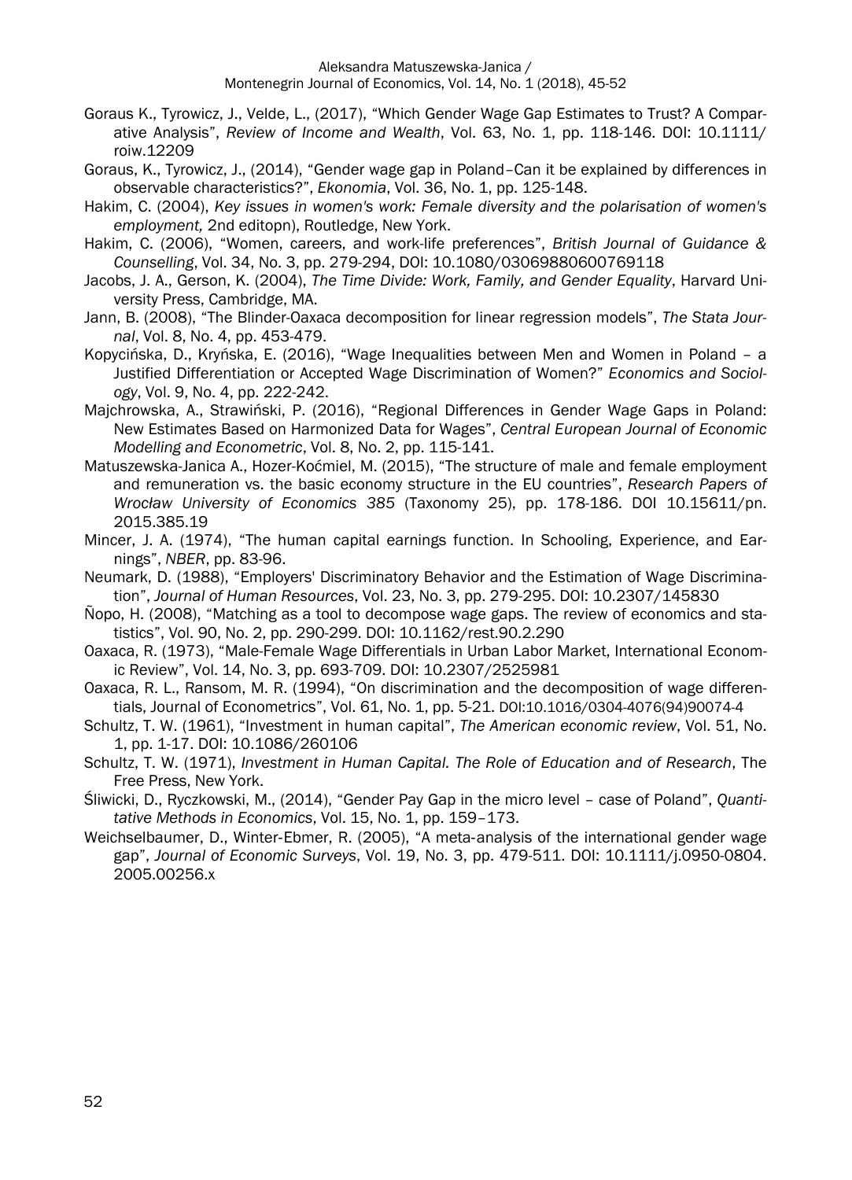Goraus K., Tyrowicz, J., Velde, L., (2017), "Which Gender Wage Gap Estimates to Trust? A Comparative Analysis", *Review of Income and Wealth*, Vol. 63, No. 1, pp. 118-146. DOI: 10.1111/roiw.12209

Goraus, K., Tyrowicz, J., (2014), "Gender wage gap in Poland–Can it be explained by differences in observable characteristics?", *Ekonomia*, Vol. 36, No. 1, pp. 125-148.

Hakim, C. (2004), *Key issues in women's work: Female diversity and the polarisation of women's employment,* 2nd editopn), Routledge, New York.

Hakim, C. (2006), "Women, careers, and work-life preferences", *British Journal of Guidance & Counselling*, Vol. 34, No. 3, pp. 279-294, DOI: 10.1080/03069880600769118

Jacobs, J. A., Gerson, K. (2004), *The Time Divide: Work, Family, and Gender Equality*, Harvard University Press, Cambridge, MA.

Jann, B. (2008), "The Blinder-Oaxaca decomposition for linear regression models", *The Stata Journal*, Vol. 8, No. 4, pp. 453-479.

Kopycińska, D., Kryńska, E. (2016), "Wage Inequalities between Men and Women in Poland – a Justified Differentiation or Accepted Wage Discrimination of Women?" *Economics and Sociology*, Vol. 9, No. 4, pp. 222-242.

Majchrowska, A., Strawiński, P. (2016), "Regional Differences in Gender Wage Gaps in Poland: New Estimates Based on Harmonized Data for Wages", *Central European Journal of Economic Modelling and Econometric*, Vol. 8, No. 2, pp. 115-141.

Matuszewska-Janica A., Hozer-Koćmiel, M. (2015), "The structure of male and female employment and remuneration vs. the basic economy structure in the EU countries", *Research Papers of Wrocław University of Economics 385* (Taxonomy 25), pp. 178-186. DOI 10.15611/pn.2015.385.19

Mincer, J. A. (1974), "The human capital earnings function. In Schooling, Experience, and Earnings", *NBER*, pp. 83-96.

Neumark, D. (1988), "Employers' Discriminatory Behavior and the Estimation of Wage Discrimination", *Journal of Human Resources*, Vol. 23, No. 3, pp. 279-295. DOI: 10.2307/145830

Ñopo, H. (2008), "Matching as a tool to decompose wage gaps. The review of economics and statistics", Vol. 90, No. 2, pp. 290-299. DOI: 10.1162/rest.90.2.290

Oaxaca, R. (1973), "Male-Female Wage Differentials in Urban Labor Market, International Economic Review", Vol. 14, No. 3, pp. 693-709. DOI: 10.2307/2525981

Oaxaca, R. L., Ransom, M. R. (1994), "On discrimination and the decomposition of wage differentials, Journal of Econometrics", Vol. 61, No. 1, pp. 5-21. DOI:10.1016/0304-4076(94)90074-4

Schultz, T. W. (1961), "Investment in human capital", *The American economic review*, Vol. 51, No. 1, pp. 1-17. DOI: 10.1086/260106

Schultz, T. W. (1971), *Investment in Human Capital. The Role of Education and of Research*, The Free Press, New York.

Śliwicki, D., Ryczkowski, M., (2014), "Gender Pay Gap in the micro level – case of Poland", *Quantitative Methods in Economics*, Vol. 15, No. 1, pp. 159–173.

Weichselbaumer, D., Winter-Ebmer, R. (2005), "A meta-analysis of the international gender wage gap", *Journal of Economic Surveys*, Vol. 19, No. 3, pp. 479-511. DOI: 10.1111/j.0950-0804.2005.00256.x